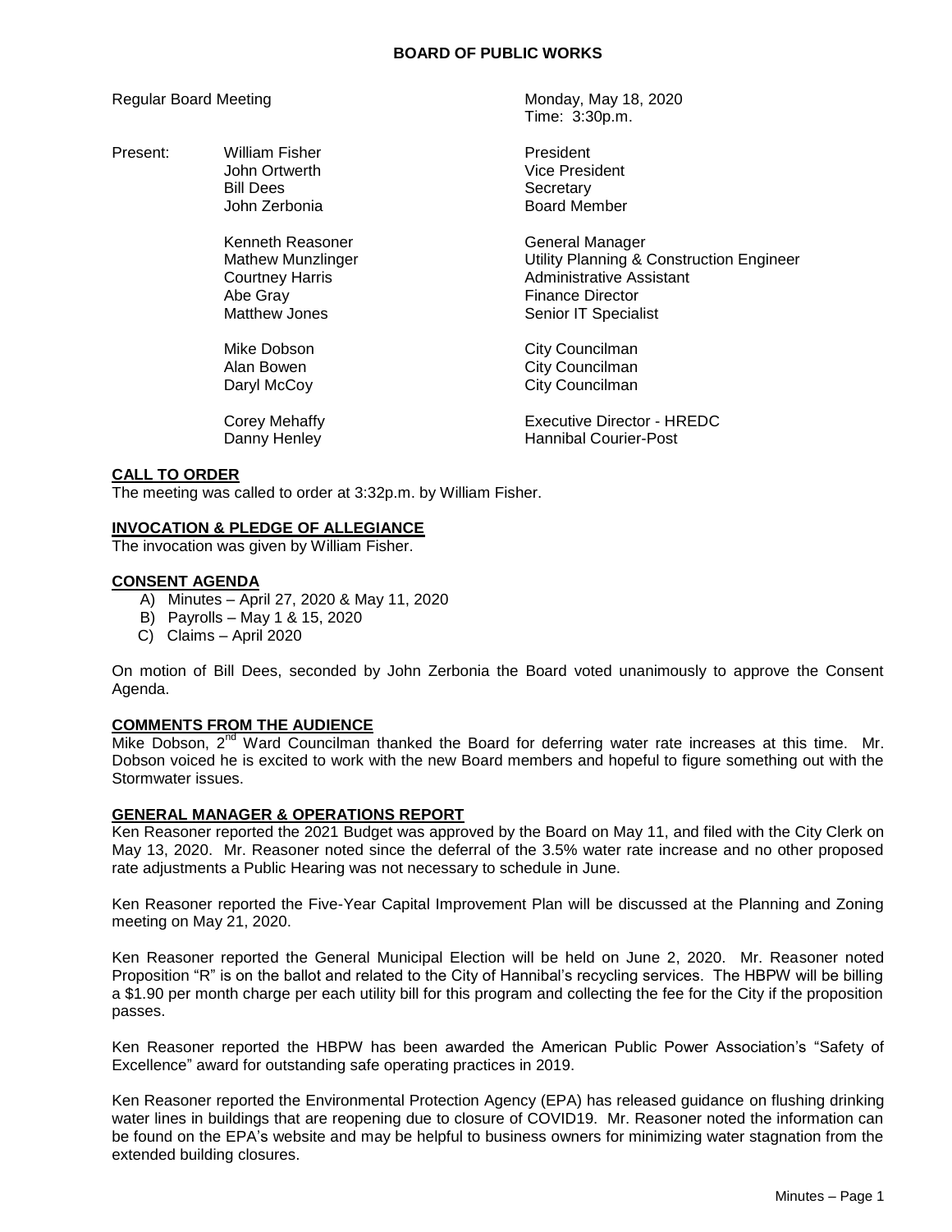# BOARD OF PUBLIC WORKS

Regular Board Meeting — Monday, May 18, 2020
Time: 3:30p.m.

| Present: | William Fisher | President |
|---|---|---|
| | John Ortwerth | Vice President |
| | Bill Dees | Secretary |
| | John Zerbonia | Board Member |
| | | |
| | Kenneth Reasoner | General Manager |
| | Mathew Munzlinger | Utility Planning & Construction Engineer |
| | Courtney Harris | Administrative Assistant |
| | Abe Gray | Finance Director |
| | Matthew Jones | Senior IT Specialist |
| | | |
| | Mike Dobson | City Councilman |
| | Alan Bowen | City Councilman |
| | Daryl McCoy | City Councilman |
| | | |
| | Corey Mehaffy | Executive Director - HREDC |
| | Danny Henley | Hannibal Courier-Post |

## CALL TO ORDER

The meeting was called to order at 3:32p.m. by William Fisher.

## INVOCATION & PLEDGE OF ALLEGIANCE

The invocation was given by William Fisher.

## CONSENT AGENDA

A) Minutes – April 27, 2020 & May 11, 2020
B) Payrolls – May 1 & 15, 2020
C) Claims – April 2020

On motion of Bill Dees, seconded by John Zerbonia the Board voted unanimously to approve the Consent Agenda.

## COMMENTS FROM THE AUDIENCE

Mike Dobson, 2nd Ward Councilman thanked the Board for deferring water rate increases at this time. Mr. Dobson voiced he is excited to work with the new Board members and hopeful to figure something out with the Stormwater issues.

## GENERAL MANAGER & OPERATIONS REPORT

Ken Reasoner reported the 2021 Budget was approved by the Board on May 11, and filed with the City Clerk on May 13, 2020. Mr. Reasoner noted since the deferral of the 3.5% water rate increase and no other proposed rate adjustments a Public Hearing was not necessary to schedule in June.

Ken Reasoner reported the Five-Year Capital Improvement Plan will be discussed at the Planning and Zoning meeting on May 21, 2020.

Ken Reasoner reported the General Municipal Election will be held on June 2, 2020. Mr. Reasoner noted Proposition "R" is on the ballot and related to the City of Hannibal's recycling services. The HBPW will be billing a $1.90 per month charge per each utility bill for this program and collecting the fee for the City if the proposition passes.

Ken Reasoner reported the HBPW has been awarded the American Public Power Association's "Safety of Excellence" award for outstanding safe operating practices in 2019.

Ken Reasoner reported the Environmental Protection Agency (EPA) has released guidance on flushing drinking water lines in buildings that are reopening due to closure of COVID19. Mr. Reasoner noted the information can be found on the EPA's website and may be helpful to business owners for minimizing water stagnation from the extended building closures.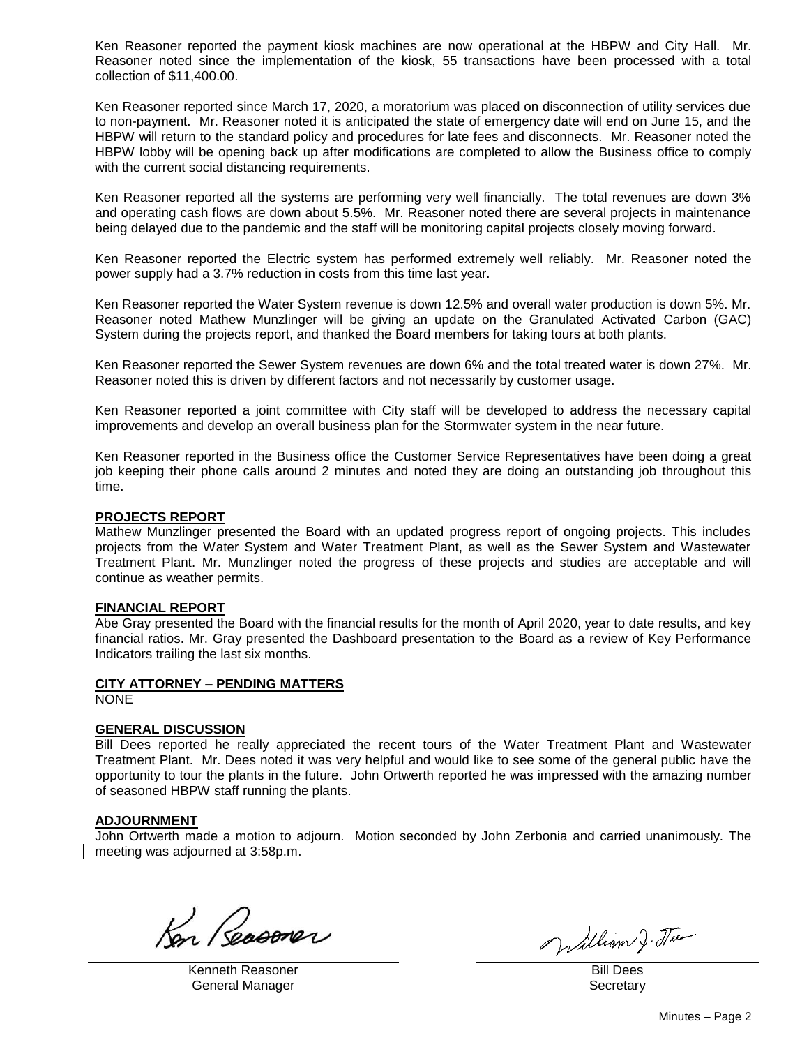Ken Reasoner reported the payment kiosk machines are now operational at the HBPW and City Hall. Mr. Reasoner noted since the implementation of the kiosk, 55 transactions have been processed with a total collection of $11,400.00.

Ken Reasoner reported since March 17, 2020, a moratorium was placed on disconnection of utility services due to non-payment. Mr. Reasoner noted it is anticipated the state of emergency date will end on June 15, and the HBPW will return to the standard policy and procedures for late fees and disconnects. Mr. Reasoner noted the HBPW lobby will be opening back up after modifications are completed to allow the Business office to comply with the current social distancing requirements.

Ken Reasoner reported all the systems are performing very well financially. The total revenues are down 3% and operating cash flows are down about 5.5%. Mr. Reasoner noted there are several projects in maintenance being delayed due to the pandemic and the staff will be monitoring capital projects closely moving forward.

Ken Reasoner reported the Electric system has performed extremely well reliably. Mr. Reasoner noted the power supply had a 3.7% reduction in costs from this time last year.

Ken Reasoner reported the Water System revenue is down 12.5% and overall water production is down 5%. Mr. Reasoner noted Mathew Munzlinger will be giving an update on the Granulated Activated Carbon (GAC) System during the projects report, and thanked the Board members for taking tours at both plants.

Ken Reasoner reported the Sewer System revenues are down 6% and the total treated water is down 27%. Mr. Reasoner noted this is driven by different factors and not necessarily by customer usage.

Ken Reasoner reported a joint committee with City staff will be developed to address the necessary capital improvements and develop an overall business plan for the Stormwater system in the near future.

Ken Reasoner reported in the Business office the Customer Service Representatives have been doing a great job keeping their phone calls around 2 minutes and noted they are doing an outstanding job throughout this time.

**PROJECTS REPORT**

Mathew Munzlinger presented the Board with an updated progress report of ongoing projects. This includes projects from the Water System and Water Treatment Plant, as well as the Sewer System and Wastewater Treatment Plant. Mr. Munzlinger noted the progress of these projects and studies are acceptable and will continue as weather permits.

**FINANCIAL REPORT**

Abe Gray presented the Board with the financial results for the month of April 2020, year to date results, and key financial ratios. Mr. Gray presented the Dashboard presentation to the Board as a review of Key Performance Indicators trailing the last six months.

**CITY ATTORNEY – PENDING MATTERS**

NONE

**GENERAL DISCUSSION**

Bill Dees reported he really appreciated the recent tours of the Water Treatment Plant and Wastewater Treatment Plant. Mr. Dees noted it was very helpful and would like to see some of the general public have the opportunity to tour the plants in the future. John Ortwerth reported he was impressed with the amazing number of seasoned HBPW staff running the plants.

**ADJOURNMENT**

John Ortwerth made a motion to adjourn. Motion seconded by John Zerbonia and carried unanimously. The meeting was adjourned at 3:58p.m.

Kenneth Reasoner
General Manager

Bill Dees
Secretary